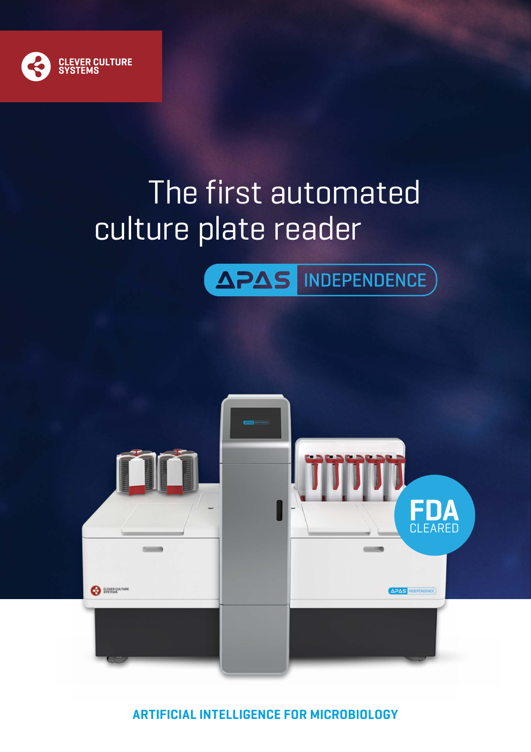CLEVER CULTURE SYSTEMS

# The first automated culture plate reader

## APAS INDEPENDENCE

FDA CLEARED

**ARTIFICIAL INTELLIGENCE FOR MICROBIOLOGY**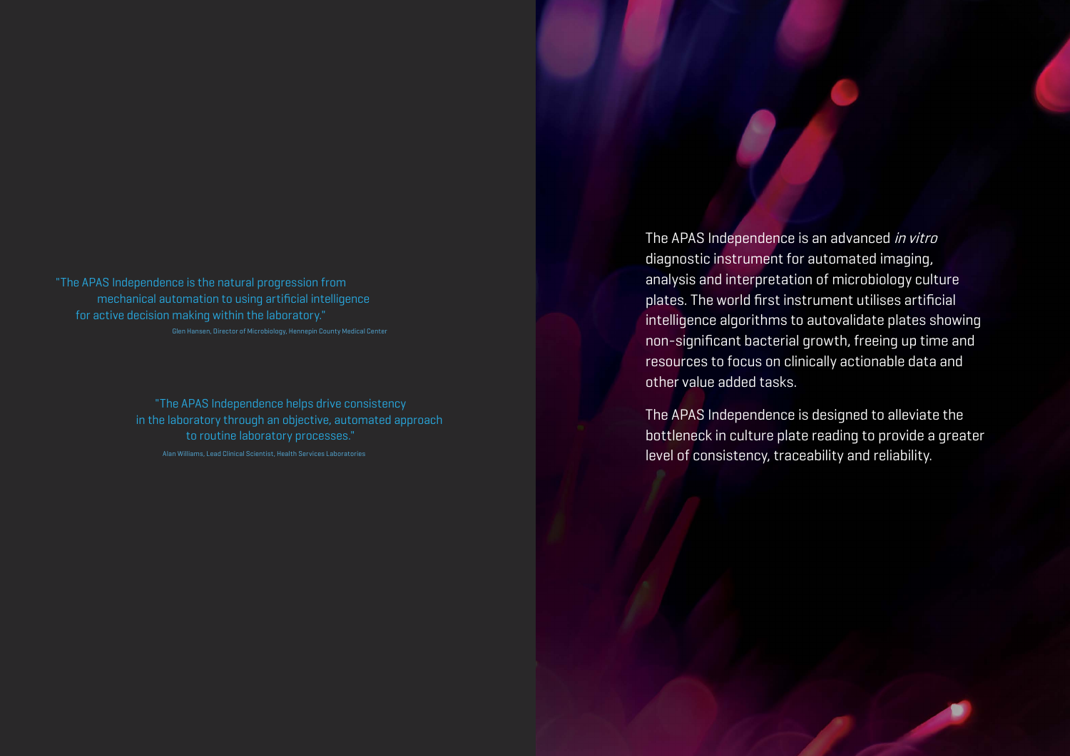> "The APAS Independence is the natural progression from mechanical automation to using artificial intelligence for active decision making within the laboratory."
>
> Glen Hansen, Director of Microbiology, Hennepin County Medical Center

> "The APAS Independence helps drive consistency in the laboratory through an objective, automated approach to routine laboratory processes."
>
> Alan Williams, Lead Clinical Scientist, Health Services Laboratories

The APAS Independence is an advanced *in vitro* diagnostic instrument for automated imaging, analysis and interpretation of microbiology culture plates. The world first instrument utilises artificial intelligence algorithms to autovalidate plates showing non-significant bacterial growth, freeing up time and resources to focus on clinically actionable data and other value added tasks.

The APAS Independence is designed to alleviate the bottleneck in culture plate reading to provide a greater level of consistency, traceability and reliability.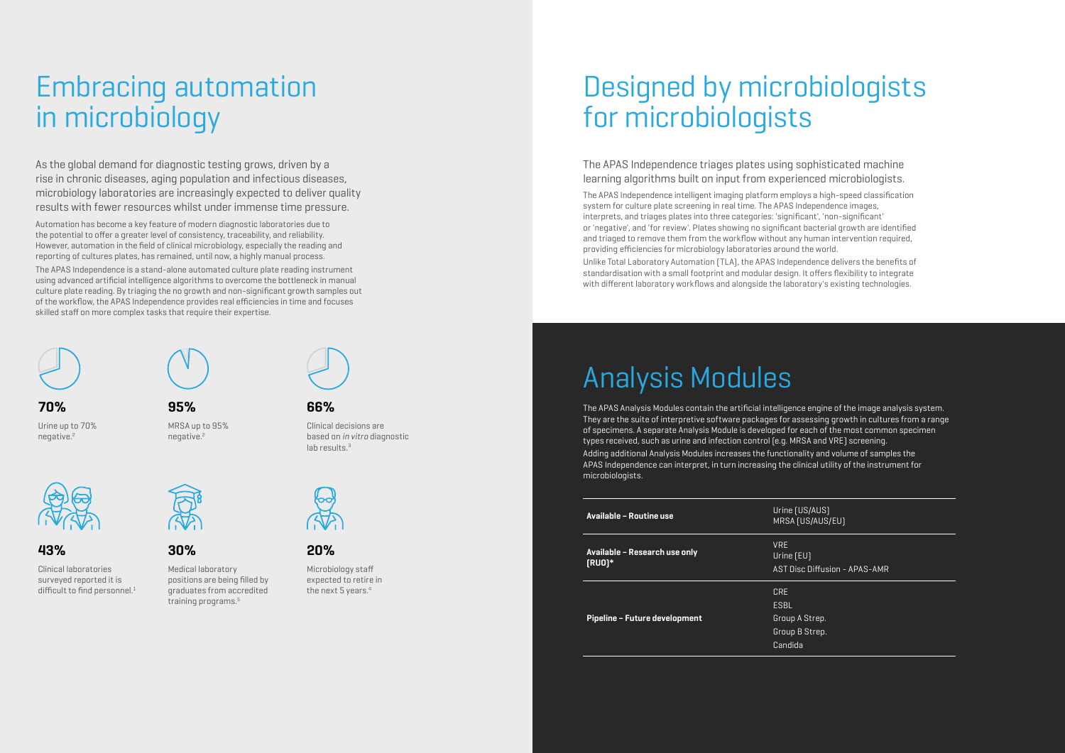# Embracing automation in microbiology

As the global demand for diagnostic testing grows, driven by a rise in chronic diseases, aging population and infectious diseases, microbiology laboratories are increasingly expected to deliver quality results with fewer resources whilst under immense time pressure.

Automation has become a key feature of modern diagnostic laboratories due to the potential to offer a greater level of consistency, traceability, and reliability. However, automation in the field of clinical microbiology, especially the reading and reporting of cultures plates, has remained, until now, a highly manual process.

The APAS Independence is a stand-alone automated culture plate reading instrument using advanced artificial intelligence algorithms to overcome the bottleneck in manual culture plate reading. By triaging the no growth and non-significant growth samples out of the workflow, the APAS Independence provides real efficiencies in time and focuses skilled staff on more complex tasks that require their expertise.

**70%**

Urine up to 70% negative.[2]

**95%**

MRSA up to 95% negative.[2]

**66%**

Clinical decisions are based on *in vitro* diagnostic lab results.[3]

**43%**

Clinical laboratories surveyed reported it is difficult to find personnel.[1]

**30%**

Medical laboratory positions are being filled by graduates from accredited training programs.[5]

**20%**

Microbiology staff expected to retire in the next 5 years.[4]

# Designed by microbiologists for microbiologists

The APAS Independence triages plates using sophisticated machine learning algorithms built on input from experienced microbiologists.

The APAS Independence intelligent imaging platform employs a high-speed classification system for culture plate screening in real time. The APAS Independence images, interprets, and triages plates into three categories: 'significant', 'non-significant' or 'negative', and 'for review'. Plates showing no significant bacterial growth are identified and triaged to remove them from the workflow without any human intervention required, providing efficiencies for microbiology laboratories around the world.

Unlike Total Laboratory Automation (TLA), the APAS Independence delivers the benefits of standardisation with a small footprint and modular design. It offers flexibility to integrate with different laboratory workflows and alongside the laboratory's existing technologies.

# Analysis Modules

The APAS Analysis Modules contain the artificial intelligence engine of the image analysis system. They are the suite of interpretive software packages for assessing growth in cultures from a range of specimens. A separate Analysis Module is developed for each of the most common specimen types received, such as urine and infection control (e.g. MRSA and VRE) screening.

Adding additional Analysis Modules increases the functionality and volume of samples the APAS Independence can interpret, in turn increasing the clinical utility of the instrument for microbiologists.

| | |
|---|---|
| **Available – Routine use** | Urine (US/AUS)<br>MRSA (US/AUS/EU) |
| **Available – Research use only (RUO)*** | VRE<br>Urine (EU)<br>AST Disc Diffusion - APAS-AMR |
| **Pipeline – Future development** | CRE<br>ESBL<br>Group A Strep.<br>Group B Strep.<br>Candida |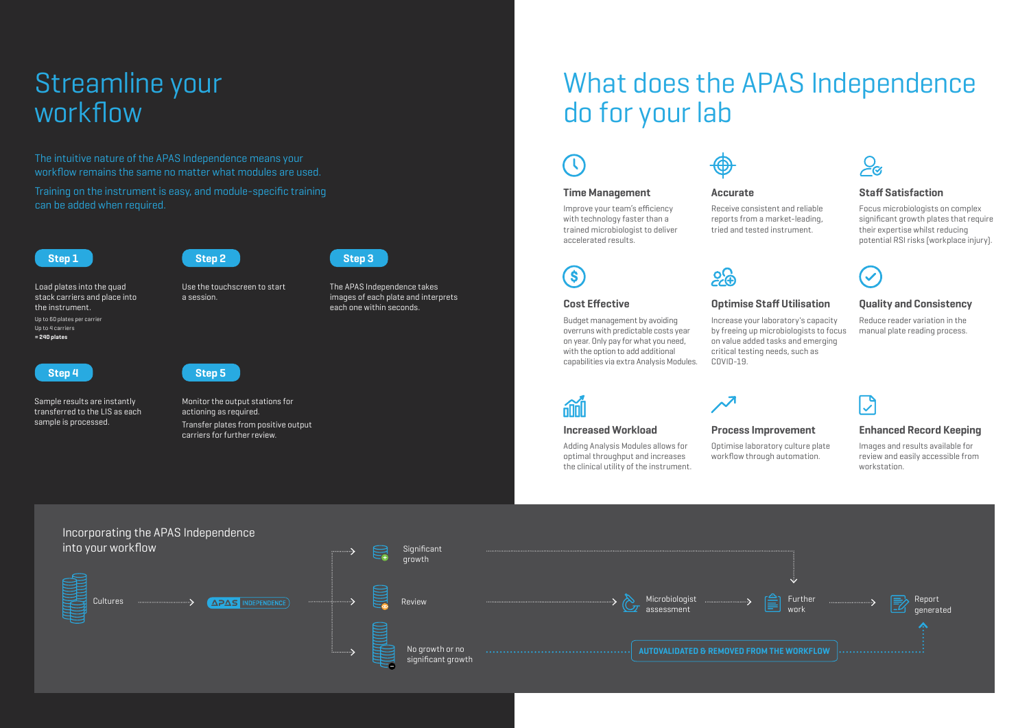# Streamline your workflow

The intuitive nature of the APAS Independence means your workflow remains the same no matter what modules are used.

Training on the instrument is easy, and module-specific training can be added when required.

**Step 1**

Load plates into the quad stack carriers and place into the instrument.

Up to 60 plates per carrier
Up to 4 carriers
**= 240 plates**

**Step 2**

Use the touchscreen to start a session.

**Step 3**

The APAS Independence takes images of each plate and interprets each one within seconds.

**Step 4**

Sample results are instantly transferred to the LIS as each sample is processed.

**Step 5**

Monitor the output stations for actioning as required.

Transfer plates from positive output carriers for further review.

# What does the APAS Independence do for your lab

### Time Management

Improve your team's efficiency with technology faster than a trained microbiologist to deliver accelerated results.

### Accurate

Receive consistent and reliable reports from a market-leading, tried and tested instrument.

### Staff Satisfaction

Focus microbiologists on complex significant growth plates that require their expertise whilst reducing potential RSI risks (workplace injury).

### Cost Effective

Budget management by avoiding overruns with predictable costs year on year. Only pay for what you need, with the option to add additional capabilities via extra Analysis Modules.

### Optimise Staff Utilisation

Increase your laboratory's capacity by freeing up microbiologists to focus on value added tasks and emerging critical testing needs, such as COVID-19.

### Quality and Consistency

Reduce reader variation in the manual plate reading process.

### Increased Workload

Adding Analysis Modules allows for optimal throughput and increases the clinical utility of the instrument.

### Process Improvement

Optimise laboratory culture plate workflow through automation.

### Enhanced Record Keeping

Images and results available for review and easily accessible from workstation.

## Incorporating the APAS Independence into your workflow

Cultures → APAS INDEPENDENCE →

- Significant growth → Further work
- Review → Microbiologist assessment → Further work → Report generated
- No growth or no significant growth → AUTOVALIDATED & REMOVED FROM THE WORKFLOW → Report generated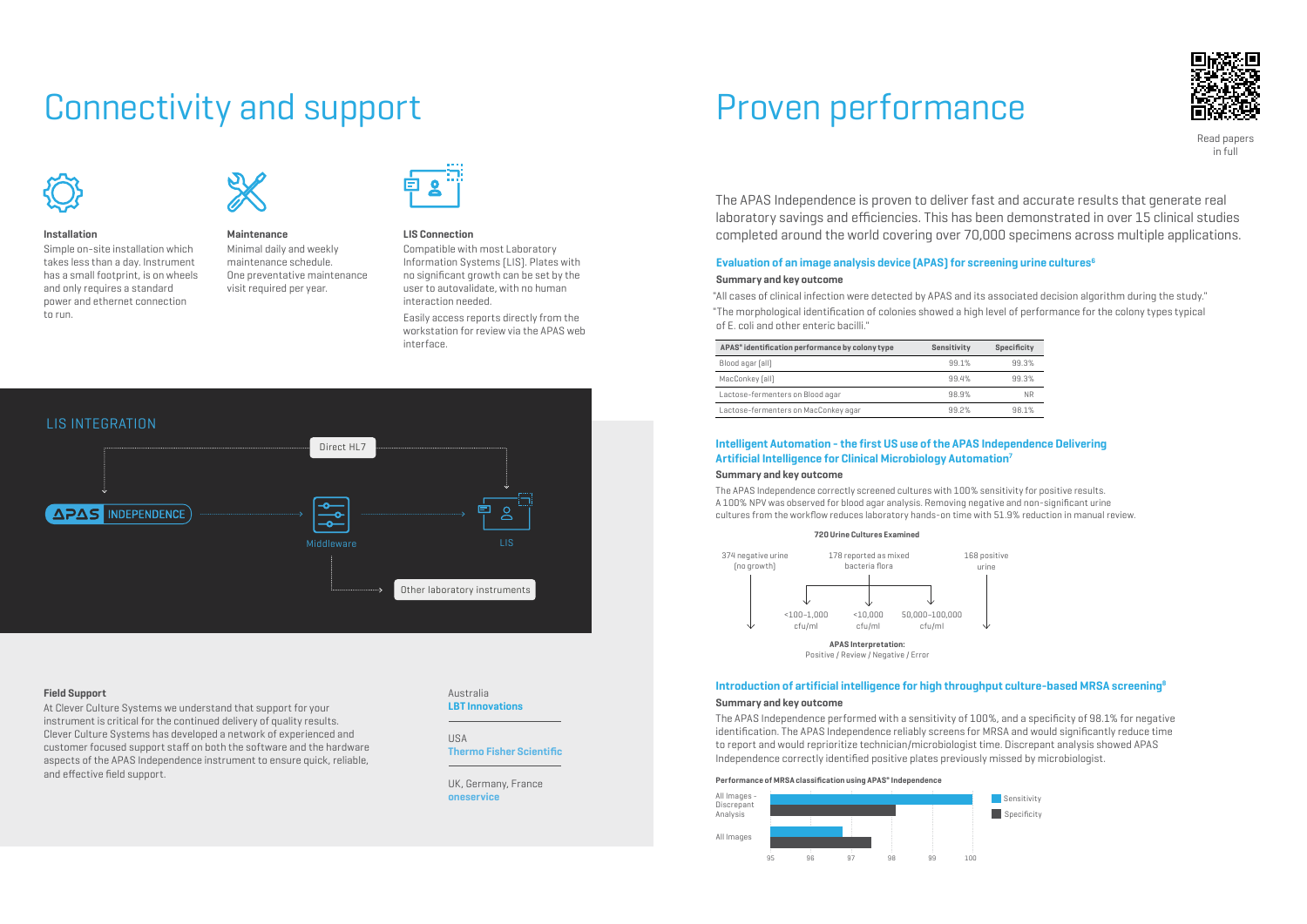# Connectivity and support

### Installation

Simple on-site installation which takes less than a day. Instrument has a small footprint, is on wheels and only requires a standard power and ethernet connection to run.

### Maintenance

Minimal daily and weekly maintenance schedule. One preventative maintenance visit required per year.

### LIS Connection

Compatible with most Laboratory Information Systems (LIS). Plates with no significant growth can be set by the user to autovalidate, with no human interaction needed.

Easily access reports directly from the workstation for review via the APAS web interface.

## LIS INTEGRATION

APAS INDEPENDENCE → Direct HL7 → LIS

APAS INDEPENDENCE → Middleware → LIS

Middleware → Other laboratory instruments

### Field Support

At Clever Culture Systems we understand that support for your instrument is critical for the continued delivery of quality results. Clever Culture Systems has developed a network of experienced and customer focused support staff on both the software and the hardware aspects of the APAS Independence instrument to ensure quick, reliable, and effective field support.

Australia
**LBT Innovations**

USA
**Thermo Fisher Scientific**

UK, Germany, France
**oneservice**

# Proven performance

Read papers in full

The APAS Independence is proven to deliver fast and accurate results that generate real laboratory savings and efficiencies. This has been demonstrated in over 15 clinical studies completed around the world covering over 70,000 specimens across multiple applications.

### Evaluation of an image analysis device (APAS) for screening urine cultures[6]

**Summary and key outcome**

"All cases of clinical infection were detected by APAS and its associated decision algorithm during the study."

"The morphological identification of colonies showed a high level of performance for the colony types typical of E. coli and other enteric bacilli."

| APAS® identification performance by colony type | Sensitivity | Specificity |
|---|---|---|
| Blood agar (all) | 99.1% | 99.3% |
| MacConkey (all) | 99.4% | 99.3% |
| Lactose-fermenters on Blood agar | 98.9% | NR |
| Lactose-fermenters on MacConkey agar | 99.2% | 98.1% |

### Intelligent Automation - the first US use of the APAS Independence Delivering Artificial Intelligence for Clinical Microbiology Automation[7]

**Summary and key outcome**

The APAS Independence correctly screened cultures with 100% sensitivity for positive results. A 100% NPV was observed for blood agar analysis. Removing negative and non-significant urine cultures from the workflow reduces laboratory hands-on time with 51.9% reduction in manual review.

**720 Urine Cultures Examined**

- 374 negative urine (no growth)
- 178 reported as mixed bacteria flora
  - <100–1,000 cfu/ml
  - <10,000 cfu/ml
  - 50,000–100,000 cfu/ml
- 168 positive urine

**APAS Interpretation:**
Positive / Review / Negative / Error

### Introduction of artificial intelligence for high throughput culture-based MRSA screening[8]

**Summary and key outcome**

The APAS Independence performed with a sensitivity of 100%, and a specificity of 98.1% for negative identification. The APAS Independence reliably screens for MRSA and would significantly reduce time to report and would reprioritize technician/microbiologist time. Discrepant analysis showed APAS Independence correctly identified positive plates previously missed by microbiologist.

**Performance of MRSA classification using APAS® Independence**

| | Sensitivity | Specificity |
|---|---|---|
| All Images - Discrepant Analysis | 100 | ~98.1 |
| All Images | ~96.8 | ~97.5 |

Axis: 95, 96, 97, 98, 99, 100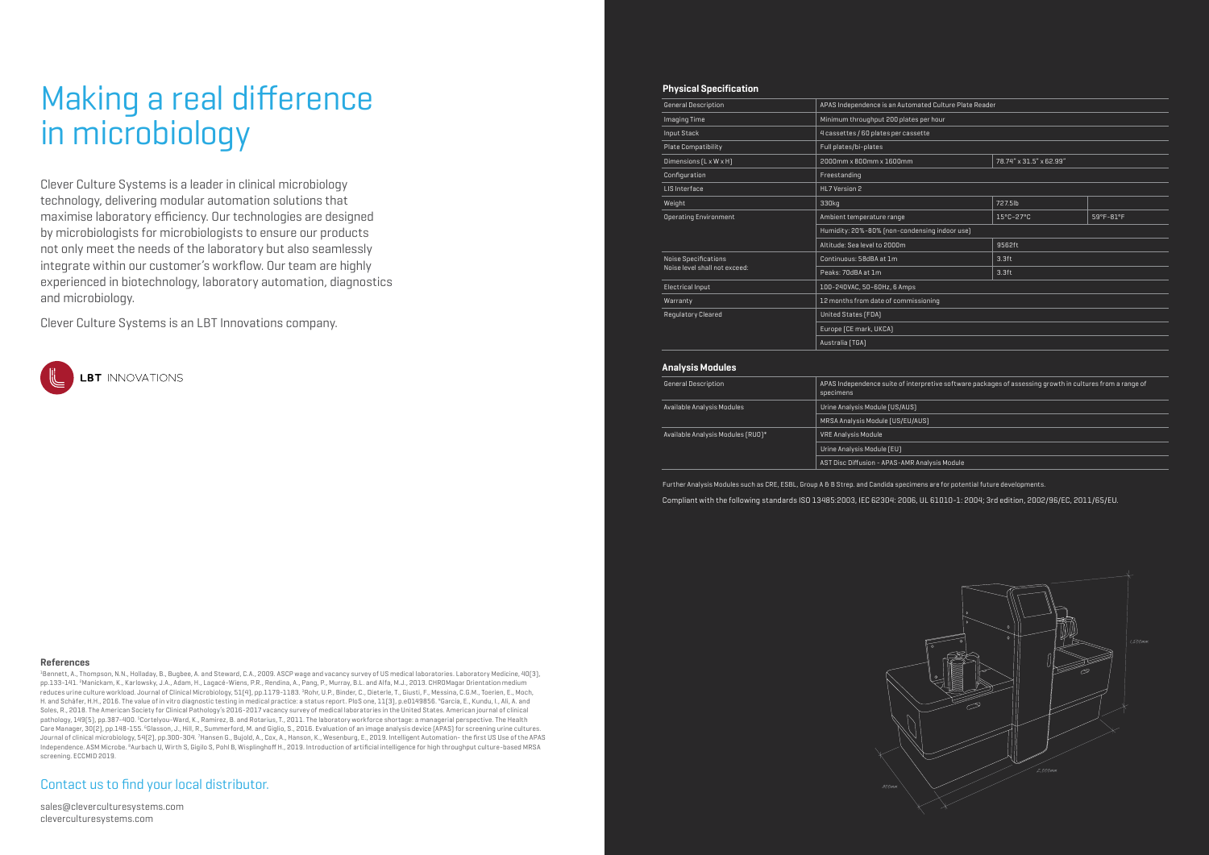# Making a real difference in microbiology

Clever Culture Systems is a leader in clinical microbiology technology, delivering modular automation solutions that maximise laboratory efficiency. Our technologies are designed by microbiologists for microbiologists to ensure our products not only meet the needs of the laboratory but also seamlessly integrate within our customer's workflow. Our team are highly experienced in biotechnology, laboratory automation, diagnostics and microbiology.

Clever Culture Systems is an LBT Innovations company.

LBT INNOVATIONS

### References

[1]Bennett, A., Thompson, N.N., Holladay, B., Bugbee, A. and Steward, C.A., 2009. ASCP wage and vacancy survey of US medical laboratories. Laboratory Medicine, 40(3), pp.133-141. [2]Manickam, K., Karlowsky, J.A., Adam, H., Lagacé-Wiens, P.R., Rendina, A., Pang, P., Murray, B.L. and Alfa, M.J., 2013. CHROMagar Orientation medium reduces urine culture workload. Journal of Clinical Microbiology, 51(4), pp.1179-1183. [3]Rohr, U.P., Binder, C., Dieterle, T., Giusti, F., Messina, C.G.M., Toerien, E., Moch, H. and Schäfer, H.H., 2016. The value of in vitro diagnostic testing in medical practice: a status report. PloS one, 11(3), p.e0149856. [4]Garcia, E., Kundu, I., Ali, A. and Soles, R., 2018. The American Society for Clinical Pathology's 2016-2017 vacancy survey of medical laboratories in the United States. American journal of clinical pathology, 149(5), pp.387-400. [5]Cortelyou-Ward, K., Ramirez, B. and Rotarius, T., 2011. The laboratory workforce shortage: a managerial perspective. The Health Care Manager, 30(2), pp.148-155. [6]Glasson, J., Hill, R., Summerford, M. and Giglio, S., 2016. Evaluation of an image analysis device (APAS) for screening urine cultures. Journal of clinical microbiology, 54(2), pp.300-304. [7]Hansen G., Bujold, A., Cox, A., Hanson, K., Wesenburg, E., 2019. Intelligent Automation- the first US Use of the APAS Independence. ASM Microbe. [8]Aurbach U, Wirth S, Gigilo S, Pohl B, Wisplinghoff H., 2019. Introduction of artificial intelligence for high throughput culture-based MRSA screening. ECCMID 2019.

## Contact us to find your local distributor.

sales@cleverculturesystems.com
cleverculturesystems.com

### Physical Specification

| | | | |
|---|---|---|---|
| General Description | APAS Independence is an Automated Culture Plate Reader | | |
| Imaging Time | Minimum throughput 200 plates per hour | | |
| Input Stack | 4 cassettes / 60 plates per cassette | | |
| Plate Compatibility | Full plates/bi-plates | | |
| Dimensions (L x W x H) | 2000mm x 800mm x 1600mm | 78.74" x 31.5" x 62.99" | |
| Configuration | Freestanding | | |
| LIS Interface | HL7 Version 2 | | |
| Weight | 330kg | 727.5lb | |
| Operating Environment | Ambient temperature range | 15°C-27°C | 59°F-81°F |
| | Humidity: 20%-80% (non-condensing indoor use) | | |
| | Altitude: Sea level to 2000m | 9562ft | |
| Noise Specifications Noise level shall not exceed: | Continuous: 58dBA at 1m | 3.3ft | |
| | Peaks: 70dBA at 1m | 3.3ft | |
| Electrical Input | 100-240VAC, 50-60Hz, 6 Amps | | |
| Warranty | 12 months from date of commissioning | | |
| Regulatory Cleared | United States (FDA) | | |
| | Europe (CE mark, UKCA) | | |
| | Australia (TGA) | | |

### Analysis Modules

| | |
|---|---|
| General Description | APAS Independence suite of interpretive software packages of assessing growth in cultures from a range of specimens |
| Available Analysis Modules | Urine Analysis Module (US/AUS) |
| | MRSA Analysis Module (US/EU/AUS) |
| Available Analysis Modules (RUO)* | VRE Analysis Module |
| | Urine Analysis Module (EU) |
| | AST Disc Diffusion - APAS-AMR Analysis Module |

Further Analysis Modules such as CRE, ESBL, Group A & B Strep. and Candida specimens are for potential future developments.

Compliant with the following standards ISO 13485:2003, IEC 62304: 2006, UL 61010-1: 2004; 3rd edition, 2002/96/EC, 2011/65/EU.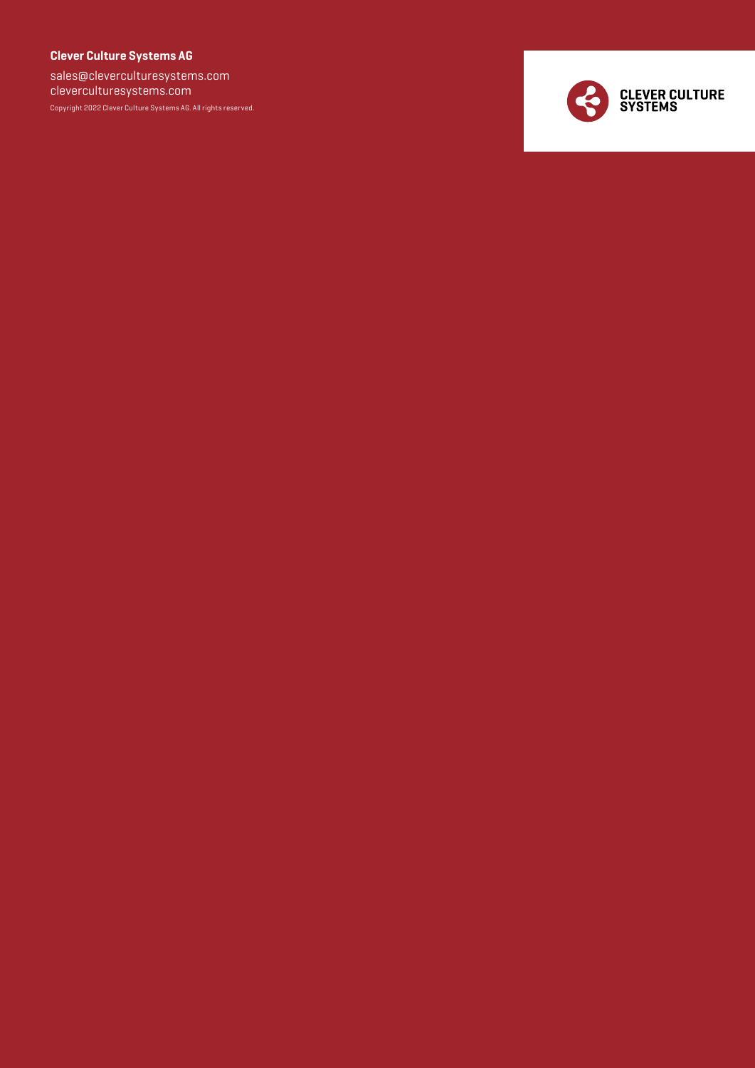**Clever Culture Systems AG**

sales@cleverculturesystems.com
cleverculturesystems.com

Copyright 2022 Clever Culture Systems AG. All rights reserved.

CLEVER CULTURE SYSTEMS